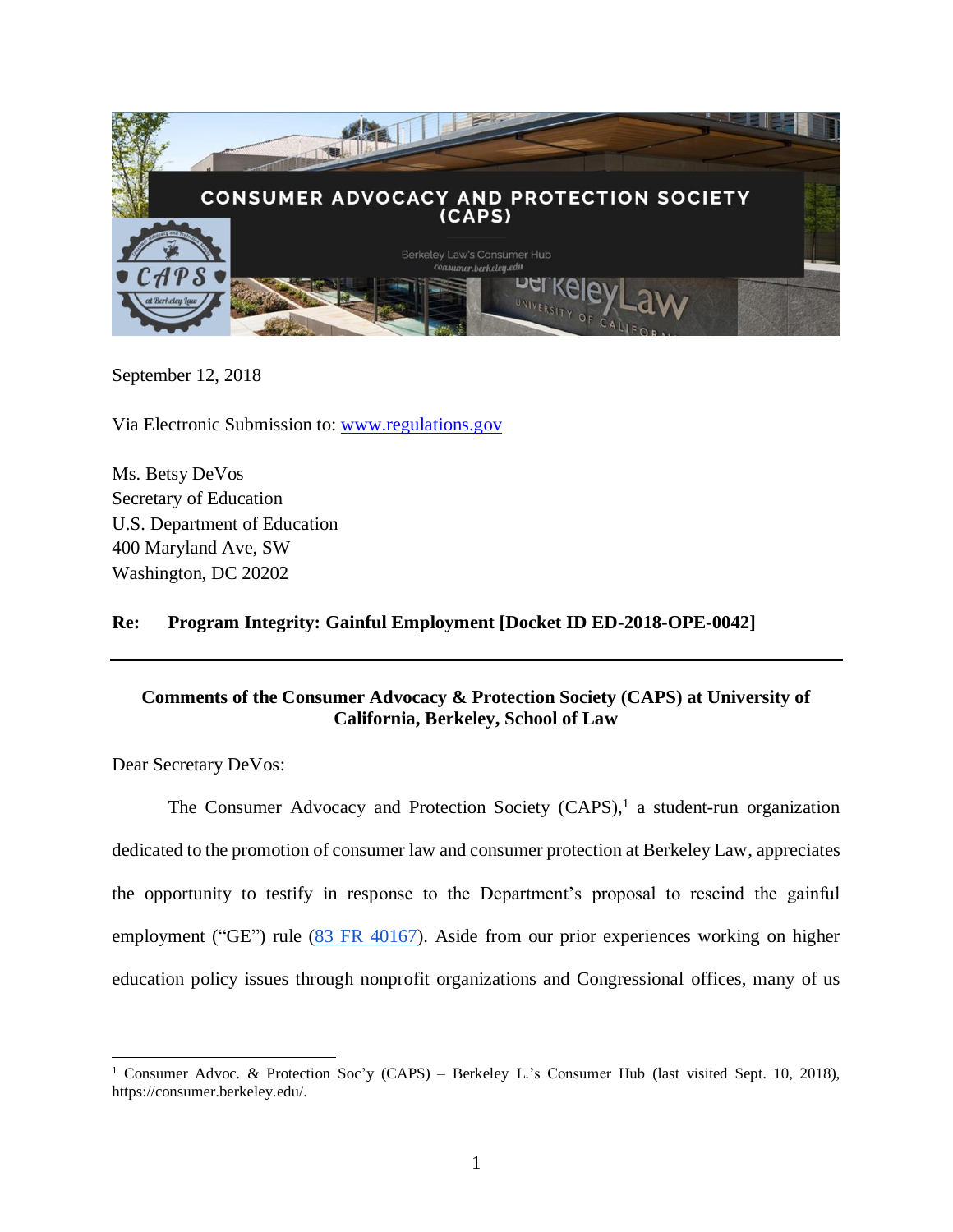CONSUMER ADVOCACY AND PROTECTION SOCIETY (CAPS)

Berkeley Law's Consumer Hub
consumer.berkeley.edu

September 12, 2018

Via Electronic Submission to: www.regulations.gov

Ms. Betsy DeVos
Secretary of Education
U.S. Department of Education
400 Maryland Ave, SW
Washington, DC 20202

**Re: Program Integrity: Gainful Employment [Docket ID ED-2018-OPE-0042]**

---

**Comments of the Consumer Advocacy & Protection Society (CAPS) at University of California, Berkeley, School of Law**

Dear Secretary DeVos:

The Consumer Advocacy and Protection Society (CAPS),[1] a student-run organization dedicated to the promotion of consumer law and consumer protection at Berkeley Law, appreciates the opportunity to testify in response to the Department's proposal to rescind the gainful employment ("GE") rule (83 FR 40167). Aside from our prior experiences working on higher education policy issues through nonprofit organizations and Congressional offices, many of us

[1] Consumer Advoc. & Protection Soc'y (CAPS) – Berkeley L.'s Consumer Hub (last visited Sept. 10, 2018), https://consumer.berkeley.edu/.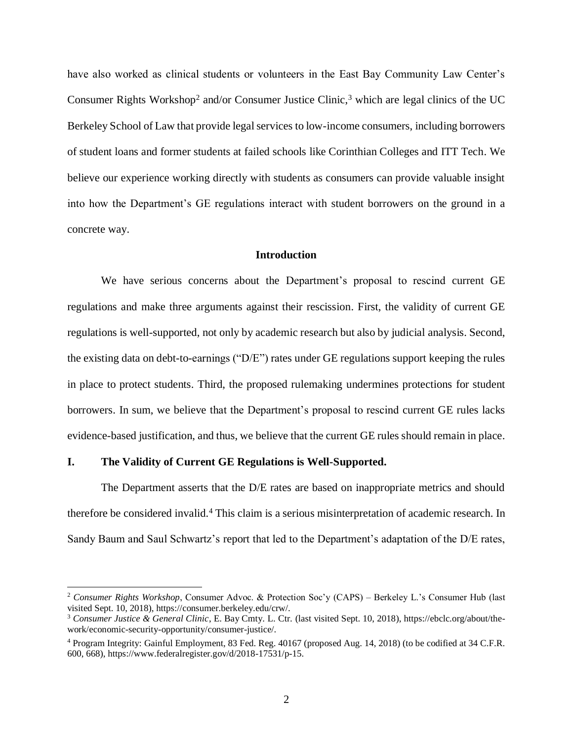have also worked as clinical students or volunteers in the East Bay Community Law Center's Consumer Rights Workshop[2] and/or Consumer Justice Clinic,[3] which are legal clinics of the UC Berkeley School of Law that provide legal services to low-income consumers, including borrowers of student loans and former students at failed schools like Corinthian Colleges and ITT Tech. We believe our experience working directly with students as consumers can provide valuable insight into how the Department's GE regulations interact with student borrowers on the ground in a concrete way.

## Introduction

We have serious concerns about the Department's proposal to rescind current GE regulations and make three arguments against their rescission. First, the validity of current GE regulations is well-supported, not only by academic research but also by judicial analysis. Second, the existing data on debt-to-earnings ("D/E") rates under GE regulations support keeping the rules in place to protect students. Third, the proposed rulemaking undermines protections for student borrowers. In sum, we believe that the Department's proposal to rescind current GE rules lacks evidence-based justification, and thus, we believe that the current GE rules should remain in place.

## I. The Validity of Current GE Regulations is Well-Supported.

The Department asserts that the D/E rates are based on inappropriate metrics and should therefore be considered invalid.[4] This claim is a serious misinterpretation of academic research. In Sandy Baum and Saul Schwartz's report that led to the Department's adaptation of the D/E rates,

---

[2] *Consumer Rights Workshop*, Consumer Advoc. & Protection Soc'y (CAPS) – Berkeley L.'s Consumer Hub (last visited Sept. 10, 2018), https://consumer.berkeley.edu/crw/.

[3] *Consumer Justice & General Clinic*, E. Bay Cmty. L. Ctr. (last visited Sept. 10, 2018), https://ebclc.org/about/the-work/economic-security-opportunity/consumer-justice/.

[4] Program Integrity: Gainful Employment, 83 Fed. Reg. 40167 (proposed Aug. 14, 2018) (to be codified at 34 C.F.R. 600, 668), https://www.federalregister.gov/d/2018-17531/p-15.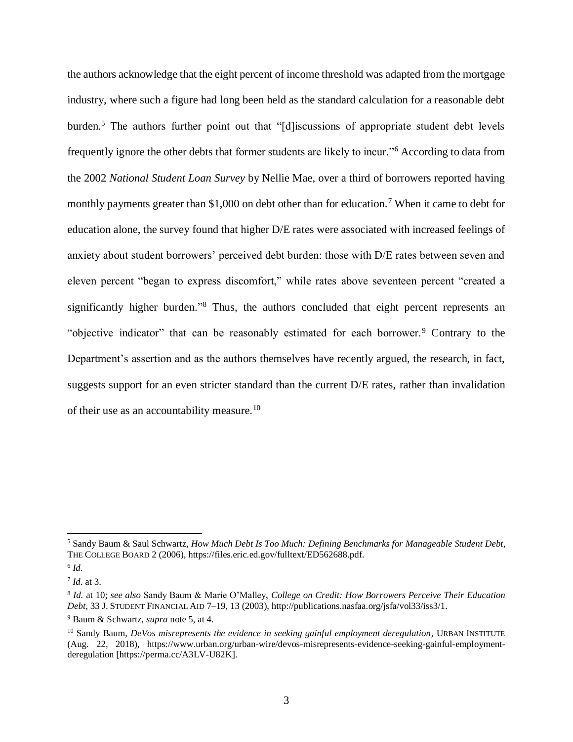the authors acknowledge that the eight percent of income threshold was adapted from the mortgage industry, where such a figure had long been held as the standard calculation for a reasonable debt burden.[5] The authors further point out that "[d]iscussions of appropriate student debt levels frequently ignore the other debts that former students are likely to incur."[6] According to data from the 2002 *National Student Loan Survey* by Nellie Mae, over a third of borrowers reported having monthly payments greater than $1,000 on debt other than for education.[7] When it came to debt for education alone, the survey found that higher D/E rates were associated with increased feelings of anxiety about student borrowers' perceived debt burden: those with D/E rates between seven and eleven percent "began to express discomfort," while rates above seventeen percent "created a significantly higher burden."[8] Thus, the authors concluded that eight percent represents an "objective indicator" that can be reasonably estimated for each borrower.[9] Contrary to the Department's assertion and as the authors themselves have recently argued, the research, in fact, suggests support for an even stricter standard than the current D/E rates, rather than invalidation of their use as an accountability measure.[10]

---

[5] Sandy Baum & Saul Schwartz, *How Much Debt Is Too Much: Defining Benchmarks for Manageable Student Debt*, THE COLLEGE BOARD 2 (2006), https://files.eric.ed.gov/fulltext/ED562688.pdf.

[6] *Id*.

[7] *Id*. at 3.

[8] *Id.* at 10; *see also* Sandy Baum & Marie O'Malley, *College on Credit: How Borrowers Perceive Their Education Debt*, 33 J. STUDENT FINANCIAL AID 7–19, 13 (2003), http://publications.nasfaa.org/jsfa/vol33/iss3/1.

[9] Baum & Schwartz, *supra* note 5, at 4.

[10] Sandy Baum, *DeVos misrepresents the evidence in seeking gainful employment deregulation*, URBAN INSTITUTE (Aug. 22, 2018), https://www.urban.org/urban-wire/devos-misrepresents-evidence-seeking-gainful-employment-deregulation [https://perma.cc/A3LV-U82K].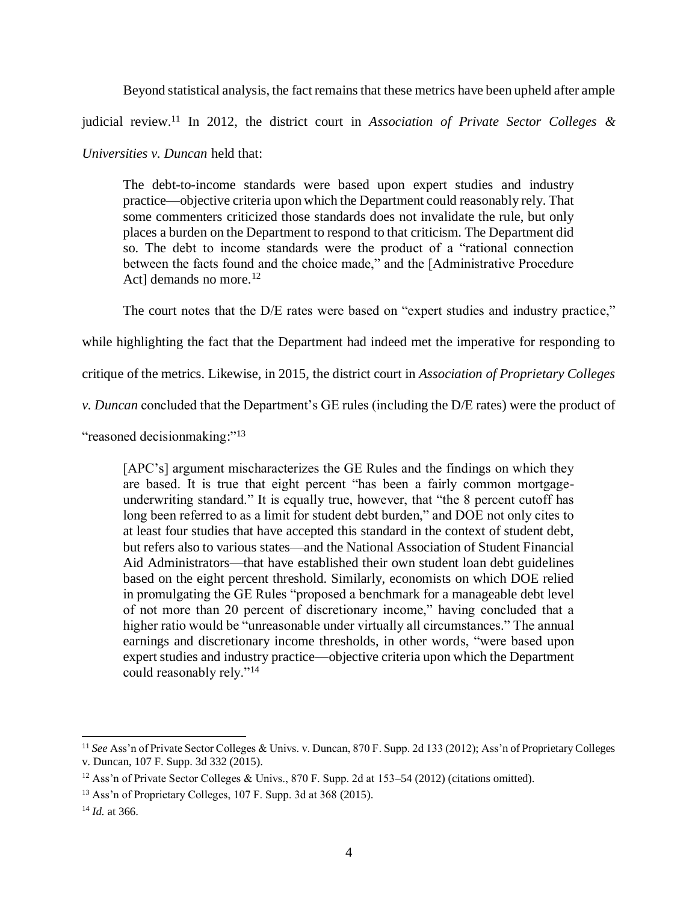Beyond statistical analysis, the fact remains that these metrics have been upheld after ample judicial review.[11] In 2012, the district court in *Association of Private Sector Colleges & Universities v. Duncan* held that:

> The debt-to-income standards were based upon expert studies and industry practice—objective criteria upon which the Department could reasonably rely. That some commenters criticized those standards does not invalidate the rule, but only places a burden on the Department to respond to that criticism. The Department did so. The debt to income standards were the product of a "rational connection between the facts found and the choice made," and the [Administrative Procedure Act] demands no more.[12]

The court notes that the D/E rates were based on "expert studies and industry practice," while highlighting the fact that the Department had indeed met the imperative for responding to critique of the metrics. Likewise, in 2015, the district court in *Association of Proprietary Colleges v. Duncan* concluded that the Department's GE rules (including the D/E rates) were the product of "reasoned decisionmaking:"[13]

> [APC's] argument mischaracterizes the GE Rules and the findings on which they are based. It is true that eight percent "has been a fairly common mortgage-underwriting standard." It is equally true, however, that "the 8 percent cutoff has long been referred to as a limit for student debt burden," and DOE not only cites to at least four studies that have accepted this standard in the context of student debt, but refers also to various states—and the National Association of Student Financial Aid Administrators—that have established their own student loan debt guidelines based on the eight percent threshold. Similarly, economists on which DOE relied in promulgating the GE Rules "proposed a benchmark for a manageable debt level of not more than 20 percent of discretionary income," having concluded that a higher ratio would be "unreasonable under virtually all circumstances." The annual earnings and discretionary income thresholds, in other words, "were based upon expert studies and industry practice—objective criteria upon which the Department could reasonably rely."[14]

---

[11] *See* Ass'n of Private Sector Colleges & Univs. v. Duncan, 870 F. Supp. 2d 133 (2012); Ass'n of Proprietary Colleges v. Duncan, 107 F. Supp. 3d 332 (2015).

[12] Ass'n of Private Sector Colleges & Univs., 870 F. Supp. 2d at 153–54 (2012) (citations omitted).

[13] Ass'n of Proprietary Colleges, 107 F. Supp. 3d at 368 (2015).

[14] *Id.* at 366.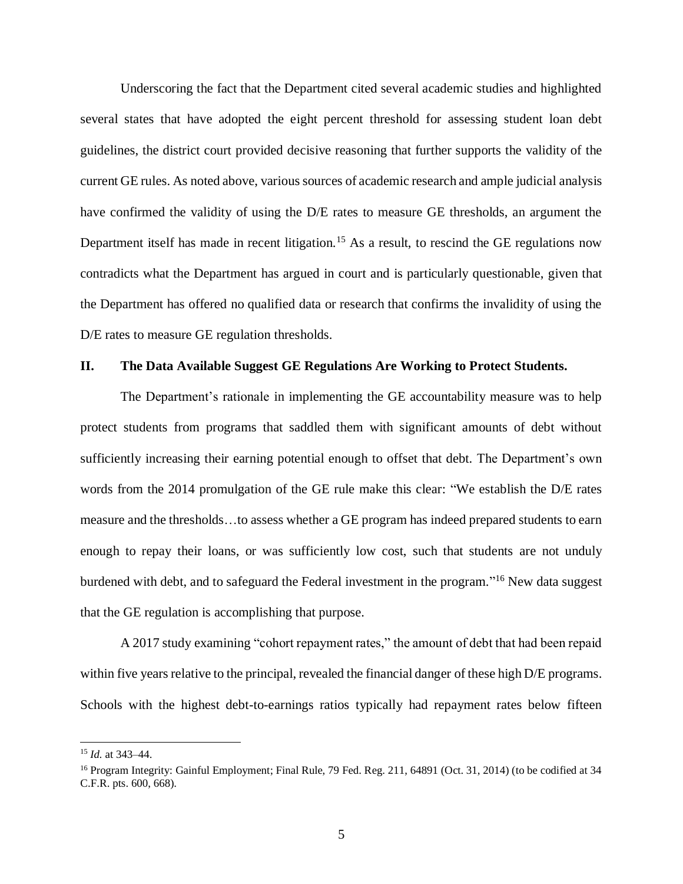Underscoring the fact that the Department cited several academic studies and highlighted several states that have adopted the eight percent threshold for assessing student loan debt guidelines, the district court provided decisive reasoning that further supports the validity of the current GE rules. As noted above, various sources of academic research and ample judicial analysis have confirmed the validity of using the D/E rates to measure GE thresholds, an argument the Department itself has made in recent litigation.[15] As a result, to rescind the GE regulations now contradicts what the Department has argued in court and is particularly questionable, given that the Department has offered no qualified data or research that confirms the invalidity of using the D/E rates to measure GE regulation thresholds.

## II. The Data Available Suggest GE Regulations Are Working to Protect Students.

The Department's rationale in implementing the GE accountability measure was to help protect students from programs that saddled them with significant amounts of debt without sufficiently increasing their earning potential enough to offset that debt. The Department's own words from the 2014 promulgation of the GE rule make this clear: "We establish the D/E rates measure and the thresholds…to assess whether a GE program has indeed prepared students to earn enough to repay their loans, or was sufficiently low cost, such that students are not unduly burdened with debt, and to safeguard the Federal investment in the program."[16] New data suggest that the GE regulation is accomplishing that purpose.

A 2017 study examining "cohort repayment rates," the amount of debt that had been repaid within five years relative to the principal, revealed the financial danger of these high D/E programs. Schools with the highest debt-to-earnings ratios typically had repayment rates below fifteen

---

[15] *Id.* at 343–44.

[16] Program Integrity: Gainful Employment; Final Rule, 79 Fed. Reg. 211, 64891 (Oct. 31, 2014) (to be codified at 34 C.F.R. pts. 600, 668).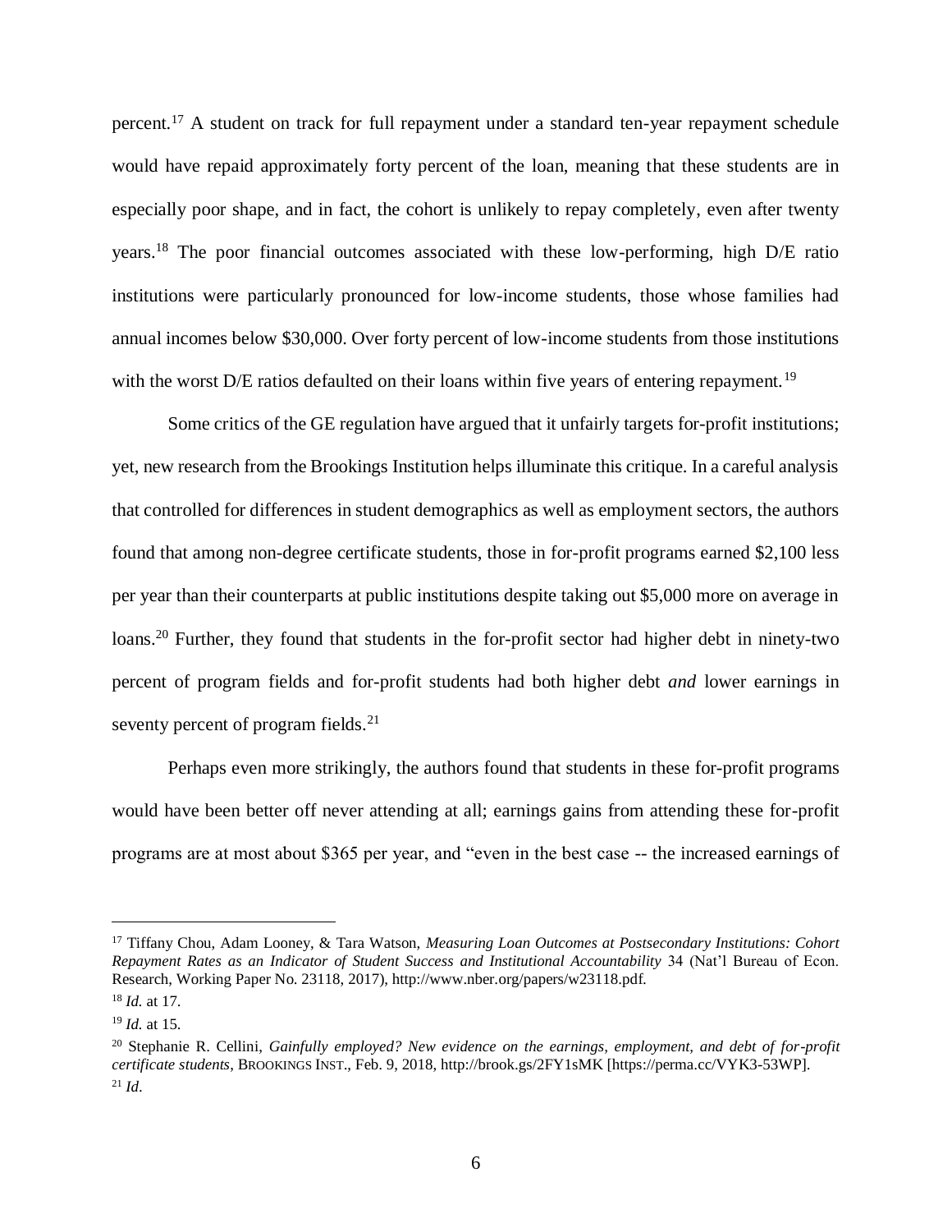percent.[17] A student on track for full repayment under a standard ten-year repayment schedule would have repaid approximately forty percent of the loan, meaning that these students are in especially poor shape, and in fact, the cohort is unlikely to repay completely, even after twenty years.[18] The poor financial outcomes associated with these low-performing, high D/E ratio institutions were particularly pronounced for low-income students, those whose families had annual incomes below $30,000. Over forty percent of low-income students from those institutions with the worst D/E ratios defaulted on their loans within five years of entering repayment.[19]

Some critics of the GE regulation have argued that it unfairly targets for-profit institutions; yet, new research from the Brookings Institution helps illuminate this critique. In a careful analysis that controlled for differences in student demographics as well as employment sectors, the authors found that among non-degree certificate students, those in for-profit programs earned $2,100 less per year than their counterparts at public institutions despite taking out $5,000 more on average in loans.[20] Further, they found that students in the for-profit sector had higher debt in ninety-two percent of program fields and for-profit students had both higher debt *and* lower earnings in seventy percent of program fields.[21]

Perhaps even more strikingly, the authors found that students in these for-profit programs would have been better off never attending at all; earnings gains from attending these for-profit programs are at most about $365 per year, and "even in the best case -- the increased earnings of

---

[17] Tiffany Chou, Adam Looney, & Tara Watson, *Measuring Loan Outcomes at Postsecondary Institutions: Cohort Repayment Rates as an Indicator of Student Success and Institutional Accountability* 34 (Nat'l Bureau of Econ. Research, Working Paper No. 23118, 2017), http://www.nber.org/papers/w23118.pdf.

[18] *Id.* at 17.

[19] *Id.* at 15.

[20] Stephanie R. Cellini, *Gainfully employed? New evidence on the earnings, employment, and debt of for-profit certificate students*, BROOKINGS INST., Feb. 9, 2018, http://brook.gs/2FY1sMK [https://perma.cc/VYK3-53WP].

[21] *Id.*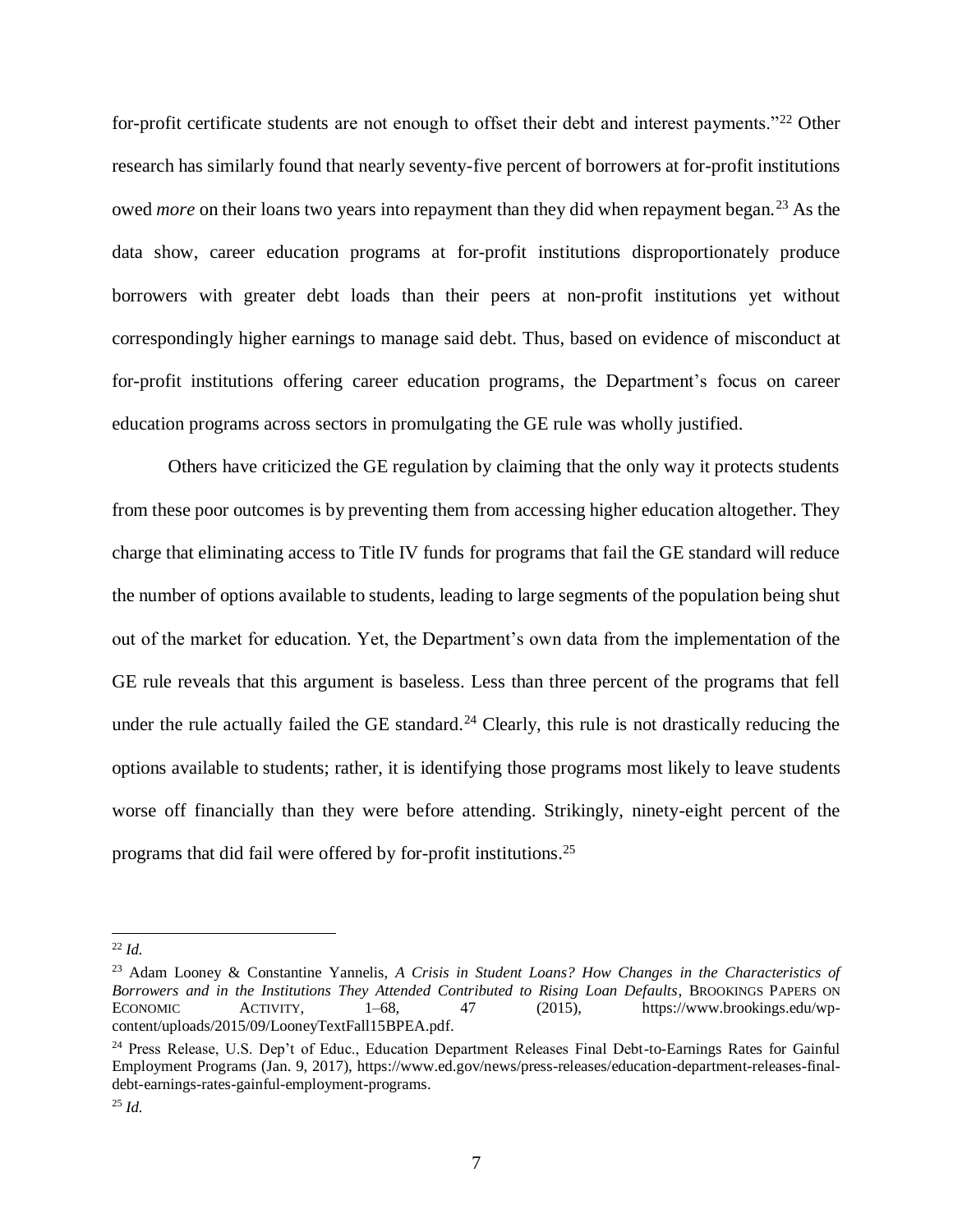for-profit certificate students are not enough to offset their debt and interest payments."[22] Other research has similarly found that nearly seventy-five percent of borrowers at for-profit institutions owed *more* on their loans two years into repayment than they did when repayment began.[23] As the data show, career education programs at for-profit institutions disproportionately produce borrowers with greater debt loads than their peers at non-profit institutions yet without correspondingly higher earnings to manage said debt. Thus, based on evidence of misconduct at for-profit institutions offering career education programs, the Department's focus on career education programs across sectors in promulgating the GE rule was wholly justified.

Others have criticized the GE regulation by claiming that the only way it protects students from these poor outcomes is by preventing them from accessing higher education altogether. They charge that eliminating access to Title IV funds for programs that fail the GE standard will reduce the number of options available to students, leading to large segments of the population being shut out of the market for education. Yet, the Department's own data from the implementation of the GE rule reveals that this argument is baseless. Less than three percent of the programs that fell under the rule actually failed the GE standard.[24] Clearly, this rule is not drastically reducing the options available to students; rather, it is identifying those programs most likely to leave students worse off financially than they were before attending. Strikingly, ninety-eight percent of the programs that did fail were offered by for-profit institutions.[25]

---

[22] *Id.*

[23] Adam Looney & Constantine Yannelis, *A Crisis in Student Loans? How Changes in the Characteristics of Borrowers and in the Institutions They Attended Contributed to Rising Loan Defaults*, BROOKINGS PAPERS ON ECONOMIC ACTIVITY, 1–68, 47 (2015), https://www.brookings.edu/wp-content/uploads/2015/09/LooneyTextFall15BPEA.pdf.

[24] Press Release, U.S. Dep't of Educ., Education Department Releases Final Debt-to-Earnings Rates for Gainful Employment Programs (Jan. 9, 2017), https://www.ed.gov/news/press-releases/education-department-releases-final-debt-earnings-rates-gainful-employment-programs.

[25] *Id.*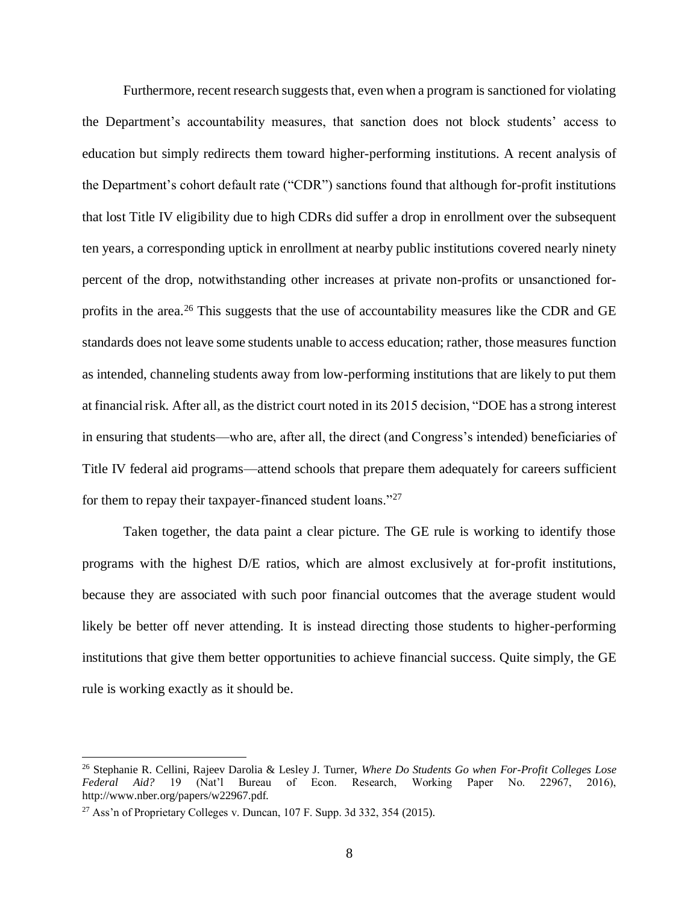Furthermore, recent research suggests that, even when a program is sanctioned for violating the Department's accountability measures, that sanction does not block students' access to education but simply redirects them toward higher-performing institutions. A recent analysis of the Department's cohort default rate ("CDR") sanctions found that although for-profit institutions that lost Title IV eligibility due to high CDRs did suffer a drop in enrollment over the subsequent ten years, a corresponding uptick in enrollment at nearby public institutions covered nearly ninety percent of the drop, notwithstanding other increases at private non-profits or unsanctioned for-profits in the area.[26] This suggests that the use of accountability measures like the CDR and GE standards does not leave some students unable to access education; rather, those measures function as intended, channeling students away from low-performing institutions that are likely to put them at financial risk. After all, as the district court noted in its 2015 decision, "DOE has a strong interest in ensuring that students—who are, after all, the direct (and Congress's intended) beneficiaries of Title IV federal aid programs—attend schools that prepare them adequately for careers sufficient for them to repay their taxpayer-financed student loans."[27]

Taken together, the data paint a clear picture. The GE rule is working to identify those programs with the highest D/E ratios, which are almost exclusively at for-profit institutions, because they are associated with such poor financial outcomes that the average student would likely be better off never attending. It is instead directing those students to higher-performing institutions that give them better opportunities to achieve financial success. Quite simply, the GE rule is working exactly as it should be.

---

[26] Stephanie R. Cellini, Rajeev Darolia & Lesley J. Turner, *Where Do Students Go when For-Profit Colleges Lose Federal Aid?* 19 (Nat'l Bureau of Econ. Research, Working Paper No. 22967, 2016), http://www.nber.org/papers/w22967.pdf.

[27] Ass'n of Proprietary Colleges v. Duncan, 107 F. Supp. 3d 332, 354 (2015).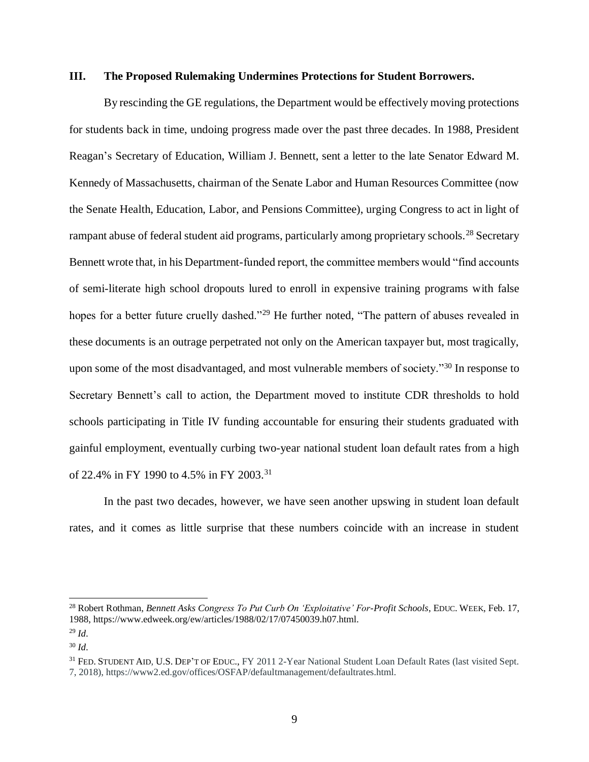### III. The Proposed Rulemaking Undermines Protections for Student Borrowers.

By rescinding the GE regulations, the Department would be effectively moving protections for students back in time, undoing progress made over the past three decades. In 1988, President Reagan's Secretary of Education, William J. Bennett, sent a letter to the late Senator Edward M. Kennedy of Massachusetts, chairman of the Senate Labor and Human Resources Committee (now the Senate Health, Education, Labor, and Pensions Committee), urging Congress to act in light of rampant abuse of federal student aid programs, particularly among proprietary schools.[28] Secretary Bennett wrote that, in his Department-funded report, the committee members would "find accounts of semi-literate high school dropouts lured to enroll in expensive training programs with false hopes for a better future cruelly dashed."[29] He further noted, "The pattern of abuses revealed in these documents is an outrage perpetrated not only on the American taxpayer but, most tragically, upon some of the most disadvantaged, and most vulnerable members of society."[30] In response to Secretary Bennett's call to action, the Department moved to institute CDR thresholds to hold schools participating in Title IV funding accountable for ensuring their students graduated with gainful employment, eventually curbing two-year national student loan default rates from a high of 22.4% in FY 1990 to 4.5% in FY 2003.[31]

In the past two decades, however, we have seen another upswing in student loan default rates, and it comes as little surprise that these numbers coincide with an increase in student

---

[28] Robert Rothman, *Bennett Asks Congress To Put Curb On 'Exploitative' For-Profit Schools*, EDUC. WEEK, Feb. 17, 1988, https://www.edweek.org/ew/articles/1988/02/17/07450039.h07.html.

[29] *Id.*

[30] *Id.*

[31] FED. STUDENT AID, U.S. DEP'T OF EDUC., FY 2011 2-Year National Student Loan Default Rates (last visited Sept. 7, 2018), https://www2.ed.gov/offices/OSFAP/defaultmanagement/defaultrates.html.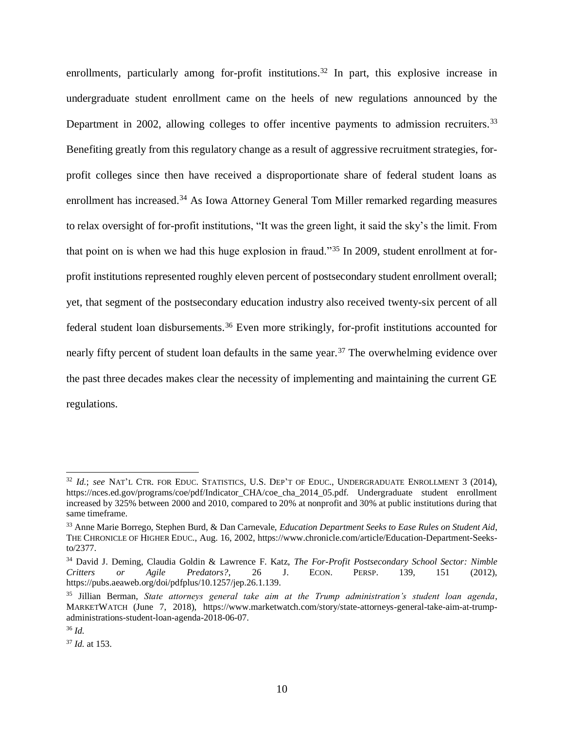enrollments, particularly among for-profit institutions.[32] In part, this explosive increase in undergraduate student enrollment came on the heels of new regulations announced by the Department in 2002, allowing colleges to offer incentive payments to admission recruiters.[33] Benefiting greatly from this regulatory change as a result of aggressive recruitment strategies, for-profit colleges since then have received a disproportionate share of federal student loans as enrollment has increased.[34] As Iowa Attorney General Tom Miller remarked regarding measures to relax oversight of for-profit institutions, "It was the green light, it said the sky's the limit. From that point on is when we had this huge explosion in fraud."[35] In 2009, student enrollment at for-profit institutions represented roughly eleven percent of postsecondary student enrollment overall; yet, that segment of the postsecondary education industry also received twenty-six percent of all federal student loan disbursements.[36] Even more strikingly, for-profit institutions accounted for nearly fifty percent of student loan defaults in the same year.[37] The overwhelming evidence over the past three decades makes clear the necessity of implementing and maintaining the current GE regulations.

---

[32] *Id.*; *see* NAT'L CTR. FOR EDUC. STATISTICS, U.S. DEP'T OF EDUC., UNDERGRADUATE ENROLLMENT 3 (2014), https://nces.ed.gov/programs/coe/pdf/Indicator_CHA/coe_cha_2014_05.pdf. Undergraduate student enrollment increased by 325% between 2000 and 2010, compared to 20% at nonprofit and 30% at public institutions during that same timeframe.

[33] Anne Marie Borrego, Stephen Burd, & Dan Carnevale, *Education Department Seeks to Ease Rules on Student Aid*, THE CHRONICLE OF HIGHER EDUC., Aug. 16, 2002, https://www.chronicle.com/article/Education-Department-Seeks-to/2377.

[34] David J. Deming, Claudia Goldin & Lawrence F. Katz, *The For-Profit Postsecondary School Sector: Nimble Critters or Agile Predators?*, 26 J. ECON. PERSP. 139, 151 (2012), https://pubs.aeaweb.org/doi/pdfplus/10.1257/jep.26.1.139.

[35] Jillian Berman, *State attorneys general take aim at the Trump administration's student loan agenda*, MARKETWATCH (June 7, 2018), https://www.marketwatch.com/story/state-attorneys-general-take-aim-at-trump-administrations-student-loan-agenda-2018-06-07.

[36] *Id.*

[37] *Id.* at 153.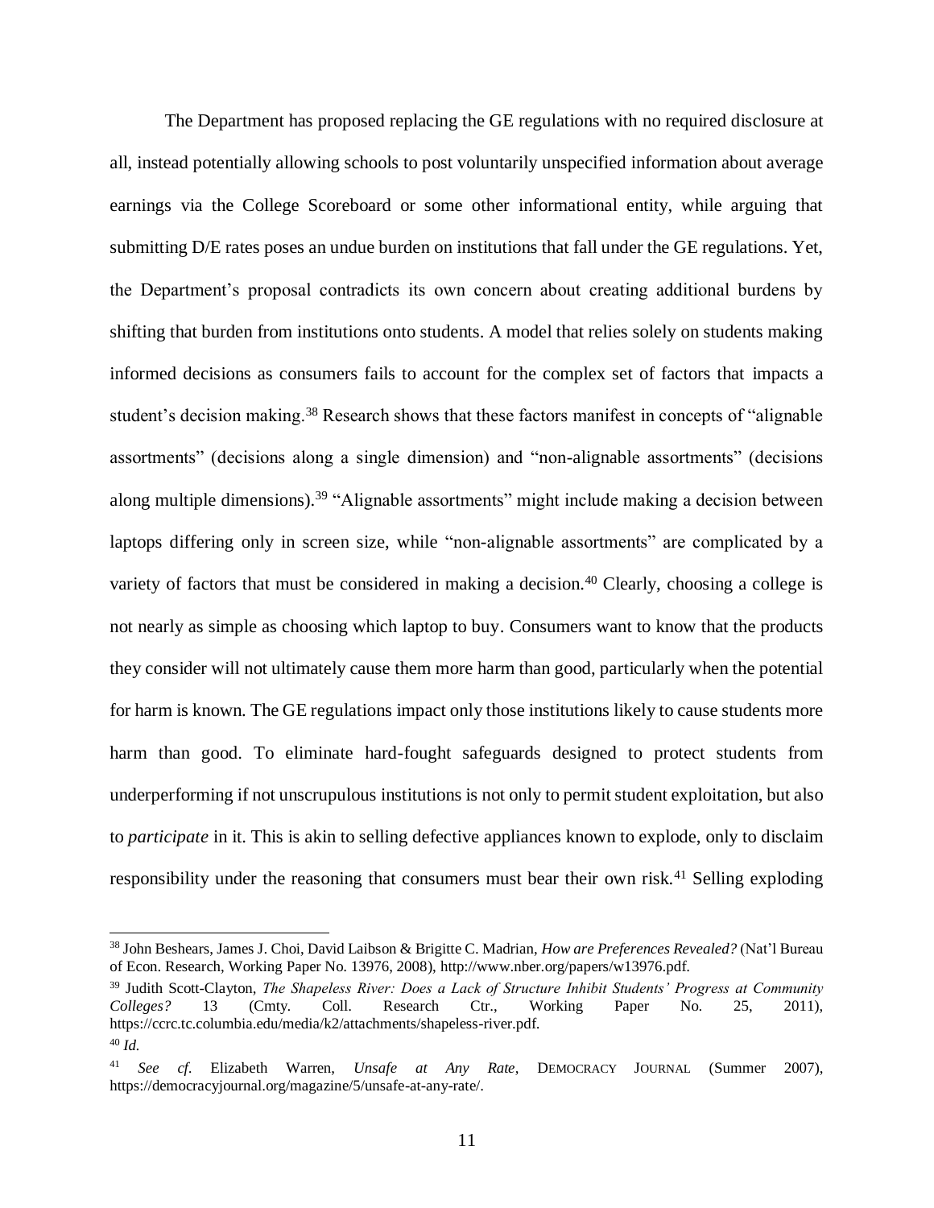The Department has proposed replacing the GE regulations with no required disclosure at all, instead potentially allowing schools to post voluntarily unspecified information about average earnings via the College Scoreboard or some other informational entity, while arguing that submitting D/E rates poses an undue burden on institutions that fall under the GE regulations. Yet, the Department's proposal contradicts its own concern about creating additional burdens by shifting that burden from institutions onto students. A model that relies solely on students making informed decisions as consumers fails to account for the complex set of factors that impacts a student's decision making.[38] Research shows that these factors manifest in concepts of "alignable assortments" (decisions along a single dimension) and "non-alignable assortments" (decisions along multiple dimensions).[39] "Alignable assortments" might include making a decision between laptops differing only in screen size, while "non-alignable assortments" are complicated by a variety of factors that must be considered in making a decision.[40] Clearly, choosing a college is not nearly as simple as choosing which laptop to buy. Consumers want to know that the products they consider will not ultimately cause them more harm than good, particularly when the potential for harm is known. The GE regulations impact only those institutions likely to cause students more harm than good. To eliminate hard-fought safeguards designed to protect students from underperforming if not unscrupulous institutions is not only to permit student exploitation, but also to *participate* in it. This is akin to selling defective appliances known to explode, only to disclaim responsibility under the reasoning that consumers must bear their own risk.[41] Selling exploding

---

[38] John Beshears, James J. Choi, David Laibson & Brigitte C. Madrian, *How are Preferences Revealed?* (Nat'l Bureau of Econ. Research, Working Paper No. 13976, 2008), http://www.nber.org/papers/w13976.pdf.

[39] Judith Scott-Clayton, *The Shapeless River: Does a Lack of Structure Inhibit Students' Progress at Community Colleges?* 13 (Cmty. Coll. Research Ctr., Working Paper No. 25, 2011), https://ccrc.tc.columbia.edu/media/k2/attachments/shapeless-river.pdf.

[40] *Id.*

[41] *See cf.* Elizabeth Warren, *Unsafe at Any Rate*, DEMOCRACY JOURNAL (Summer 2007), https://democracyjournal.org/magazine/5/unsafe-at-any-rate/.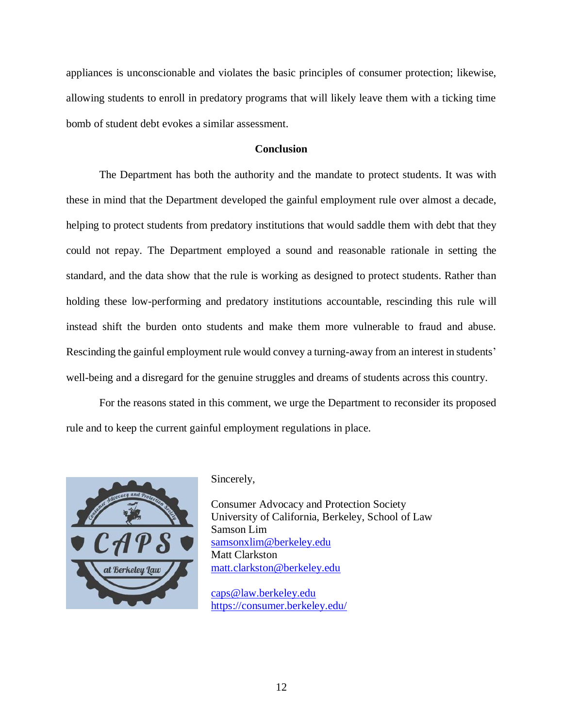appliances is unconscionable and violates the basic principles of consumer protection; likewise, allowing students to enroll in predatory programs that will likely leave them with a ticking time bomb of student debt evokes a similar assessment.

**Conclusion**

The Department has both the authority and the mandate to protect students. It was with these in mind that the Department developed the gainful employment rule over almost a decade, helping to protect students from predatory institutions that would saddle them with debt that they could not repay. The Department employed a sound and reasonable rationale in setting the standard, and the data show that the rule is working as designed to protect students. Rather than holding these low-performing and predatory institutions accountable, rescinding this rule will instead shift the burden onto students and make them more vulnerable to fraud and abuse. Rescinding the gainful employment rule would convey a turning-away from an interest in students' well-being and a disregard for the genuine struggles and dreams of students across this country.

For the reasons stated in this comment, we urge the Department to reconsider its proposed rule and to keep the current gainful employment regulations in place.

Sincerely,

Consumer Advocacy and Protection Society
University of California, Berkeley, School of Law
Samson Lim
samsonxlim@berkeley.edu
Matt Clarkston
matt.clarkston@berkeley.edu

caps@law.berkeley.edu
https://consumer.berkeley.edu/